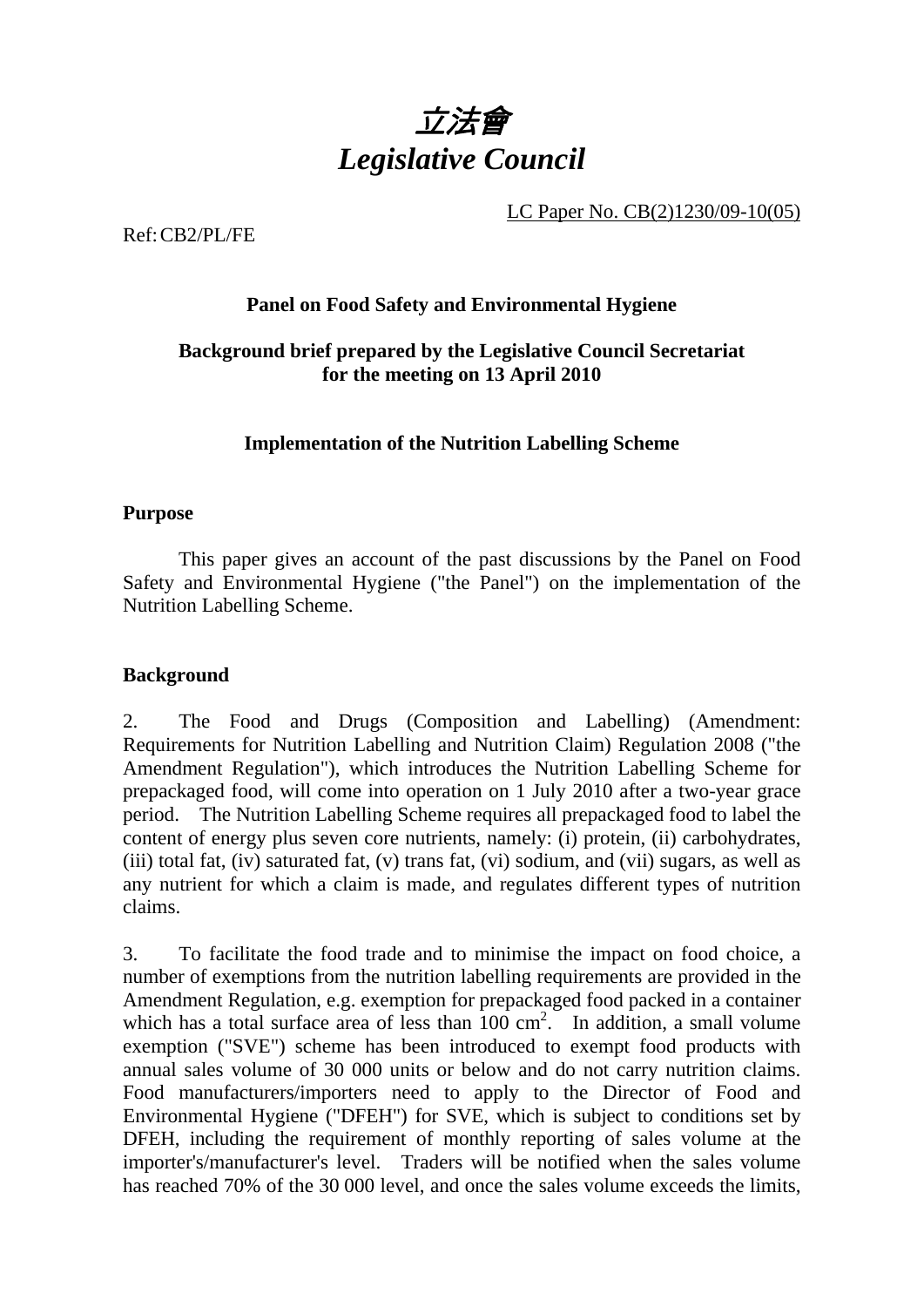# *立法會*
# *Legislative Council*

LC Paper No. CB(2)1230/09-10(05)

Ref: CB2/PL/FE

**Panel on Food Safety and Environmental Hygiene**

**Background brief prepared by the Legislative Council Secretariat for the meeting on 13 April 2010**

**Implementation of the Nutrition Labelling Scheme**

## Purpose

This paper gives an account of the past discussions by the Panel on Food Safety and Environmental Hygiene ("the Panel") on the implementation of the Nutrition Labelling Scheme.

## Background

2. The Food and Drugs (Composition and Labelling) (Amendment: Requirements for Nutrition Labelling and Nutrition Claim) Regulation 2008 ("the Amendment Regulation"), which introduces the Nutrition Labelling Scheme for prepackaged food, will come into operation on 1 July 2010 after a two-year grace period. The Nutrition Labelling Scheme requires all prepackaged food to label the content of energy plus seven core nutrients, namely: (i) protein, (ii) carbohydrates, (iii) total fat, (iv) saturated fat, (v) trans fat, (vi) sodium, and (vii) sugars, as well as any nutrient for which a claim is made, and regulates different types of nutrition claims.

3. To facilitate the food trade and to minimise the impact on food choice, a number of exemptions from the nutrition labelling requirements are provided in the Amendment Regulation, e.g. exemption for prepackaged food packed in a container which has a total surface area of less than 100 $cm^2$. In addition, a small volume exemption ("SVE") scheme has been introduced to exempt food products with annual sales volume of 30 000 units or below and do not carry nutrition claims. Food manufacturers/importers need to apply to the Director of Food and Environmental Hygiene ("DFEH") for SVE, which is subject to conditions set by DFEH, including the requirement of monthly reporting of sales volume at the importer's/manufacturer's level. Traders will be notified when the sales volume has reached 70% of the 30 000 level, and once the sales volume exceeds the limits,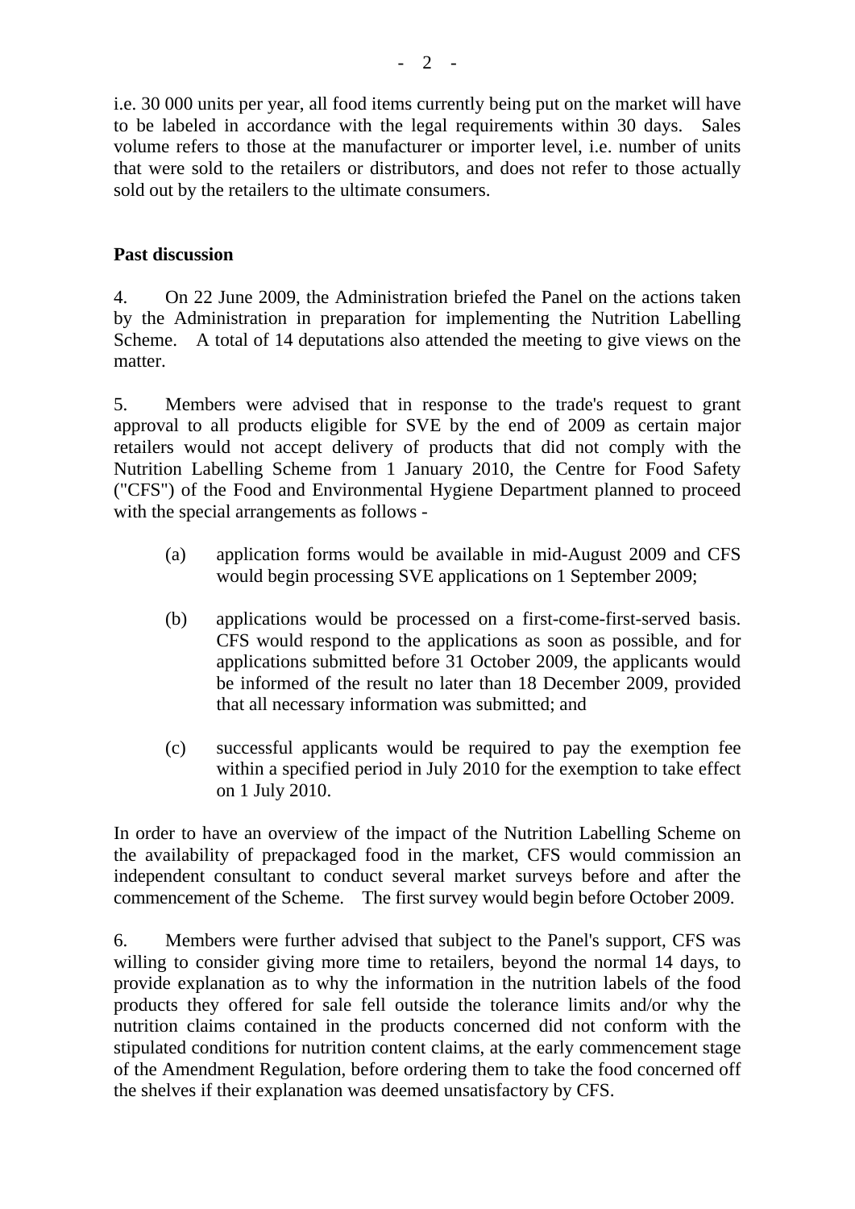i.e. 30 000 units per year, all food items currently being put on the market will have to be labeled in accordance with the legal requirements within 30 days. Sales volume refers to those at the manufacturer or importer level, i.e. number of units that were sold to the retailers or distributors, and does not refer to those actually sold out by the retailers to the ultimate consumers.

**Past discussion**

4. On 22 June 2009, the Administration briefed the Panel on the actions taken by the Administration in preparation for implementing the Nutrition Labelling Scheme. A total of 14 deputations also attended the meeting to give views on the matter.

5. Members were advised that in response to the trade's request to grant approval to all products eligible for SVE by the end of 2009 as certain major retailers would not accept delivery of products that did not comply with the Nutrition Labelling Scheme from 1 January 2010, the Centre for Food Safety ("CFS") of the Food and Environmental Hygiene Department planned to proceed with the special arrangements as follows -

(a) application forms would be available in mid-August 2009 and CFS would begin processing SVE applications on 1 September 2009;

(b) applications would be processed on a first-come-first-served basis. CFS would respond to the applications as soon as possible, and for applications submitted before 31 October 2009, the applicants would be informed of the result no later than 18 December 2009, provided that all necessary information was submitted; and

(c) successful applicants would be required to pay the exemption fee within a specified period in July 2010 for the exemption to take effect on 1 July 2010.

In order to have an overview of the impact of the Nutrition Labelling Scheme on the availability of prepackaged food in the market, CFS would commission an independent consultant to conduct several market surveys before and after the commencement of the Scheme. The first survey would begin before October 2009.

6. Members were further advised that subject to the Panel's support, CFS was willing to consider giving more time to retailers, beyond the normal 14 days, to provide explanation as to why the information in the nutrition labels of the food products they offered for sale fell outside the tolerance limits and/or why the nutrition claims contained in the products concerned did not conform with the stipulated conditions for nutrition content claims, at the early commencement stage of the Amendment Regulation, before ordering them to take the food concerned off the shelves if their explanation was deemed unsatisfactory by CFS.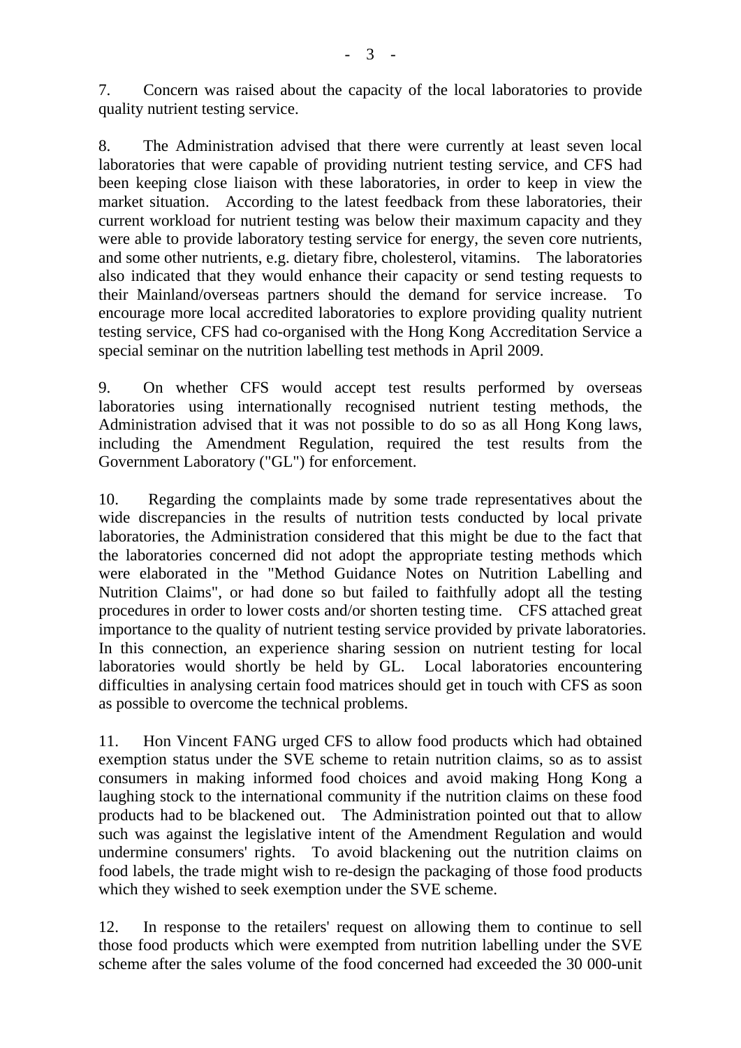7. Concern was raised about the capacity of the local laboratories to provide quality nutrient testing service.

8. The Administration advised that there were currently at least seven local laboratories that were capable of providing nutrient testing service, and CFS had been keeping close liaison with these laboratories, in order to keep in view the market situation. According to the latest feedback from these laboratories, their current workload for nutrient testing was below their maximum capacity and they were able to provide laboratory testing service for energy, the seven core nutrients, and some other nutrients, e.g. dietary fibre, cholesterol, vitamins. The laboratories also indicated that they would enhance their capacity or send testing requests to their Mainland/overseas partners should the demand for service increase. To encourage more local accredited laboratories to explore providing quality nutrient testing service, CFS had co-organised with the Hong Kong Accreditation Service a special seminar on the nutrition labelling test methods in April 2009.

9. On whether CFS would accept test results performed by overseas laboratories using internationally recognised nutrient testing methods, the Administration advised that it was not possible to do so as all Hong Kong laws, including the Amendment Regulation, required the test results from the Government Laboratory ("GL") for enforcement.

10. Regarding the complaints made by some trade representatives about the wide discrepancies in the results of nutrition tests conducted by local private laboratories, the Administration considered that this might be due to the fact that the laboratories concerned did not adopt the appropriate testing methods which were elaborated in the "Method Guidance Notes on Nutrition Labelling and Nutrition Claims", or had done so but failed to faithfully adopt all the testing procedures in order to lower costs and/or shorten testing time. CFS attached great importance to the quality of nutrient testing service provided by private laboratories. In this connection, an experience sharing session on nutrient testing for local laboratories would shortly be held by GL. Local laboratories encountering difficulties in analysing certain food matrices should get in touch with CFS as soon as possible to overcome the technical problems.

11. Hon Vincent FANG urged CFS to allow food products which had obtained exemption status under the SVE scheme to retain nutrition claims, so as to assist consumers in making informed food choices and avoid making Hong Kong a laughing stock to the international community if the nutrition claims on these food products had to be blackened out. The Administration pointed out that to allow such was against the legislative intent of the Amendment Regulation and would undermine consumers' rights. To avoid blackening out the nutrition claims on food labels, the trade might wish to re-design the packaging of those food products which they wished to seek exemption under the SVE scheme.

12. In response to the retailers' request on allowing them to continue to sell those food products which were exempted from nutrition labelling under the SVE scheme after the sales volume of the food concerned had exceeded the 30 000-unit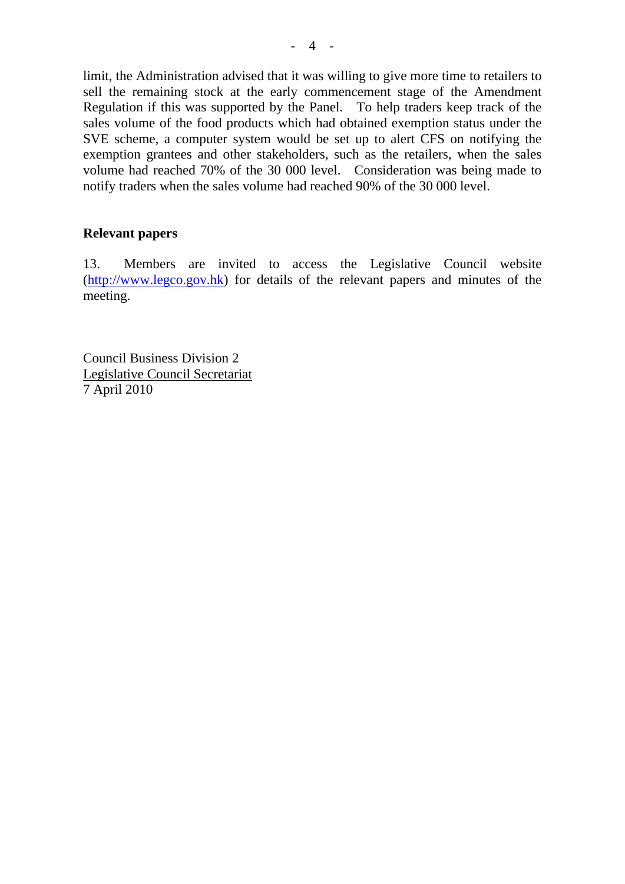limit, the Administration advised that it was willing to give more time to retailers to sell the remaining stock at the early commencement stage of the Amendment Regulation if this was supported by the Panel. To help traders keep track of the sales volume of the food products which had obtained exemption status under the SVE scheme, a computer system would be set up to alert CFS on notifying the exemption grantees and other stakeholders, such as the retailers, when the sales volume had reached 70% of the 30 000 level. Consideration was being made to notify traders when the sales volume had reached 90% of the 30 000 level.

**Relevant papers**

13. Members are invited to access the Legislative Council website (http://www.legco.gov.hk) for details of the relevant papers and minutes of the meeting.

Council Business Division 2
Legislative Council Secretariat
7 April 2010